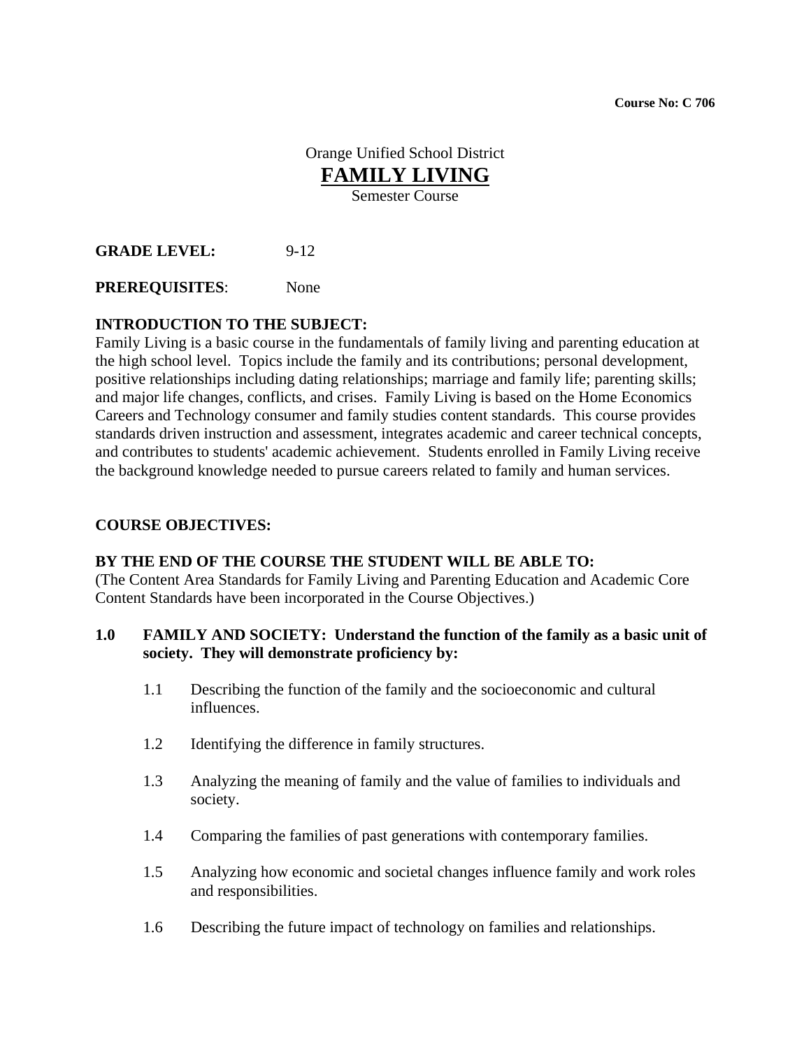**Course No: C 706**

Orange Unified School District

# FAMILY LIVING

Semester Course

**GRADE LEVEL:** 9-12

**PREREQUISITES**: None

**INTRODUCTION TO THE SUBJECT:**

Family Living is a basic course in the fundamentals of family living and parenting education at the high school level. Topics include the family and its contributions; personal development, positive relationships including dating relationships; marriage and family life; parenting skills; and major life changes, conflicts, and crises. Family Living is based on the Home Economics Careers and Technology consumer and family studies content standards. This course provides standards driven instruction and assessment, integrates academic and career technical concepts, and contributes to students' academic achievement. Students enrolled in Family Living receive the background knowledge needed to pursue careers related to family and human services.

**COURSE OBJECTIVES:**

**BY THE END OF THE COURSE THE STUDENT WILL BE ABLE TO:**

(The Content Area Standards for Family Living and Parenting Education and Academic Core Content Standards have been incorporated in the Course Objectives.)

**1.0 FAMILY AND SOCIETY: Understand the function of the family as a basic unit of society. They will demonstrate proficiency by:**

1.1 Describing the function of the family and the socioeconomic and cultural influences.

1.2 Identifying the difference in family structures.

1.3 Analyzing the meaning of family and the value of families to individuals and society.

1.4 Comparing the families of past generations with contemporary families.

1.5 Analyzing how economic and societal changes influence family and work roles and responsibilities.

1.6 Describing the future impact of technology on families and relationships.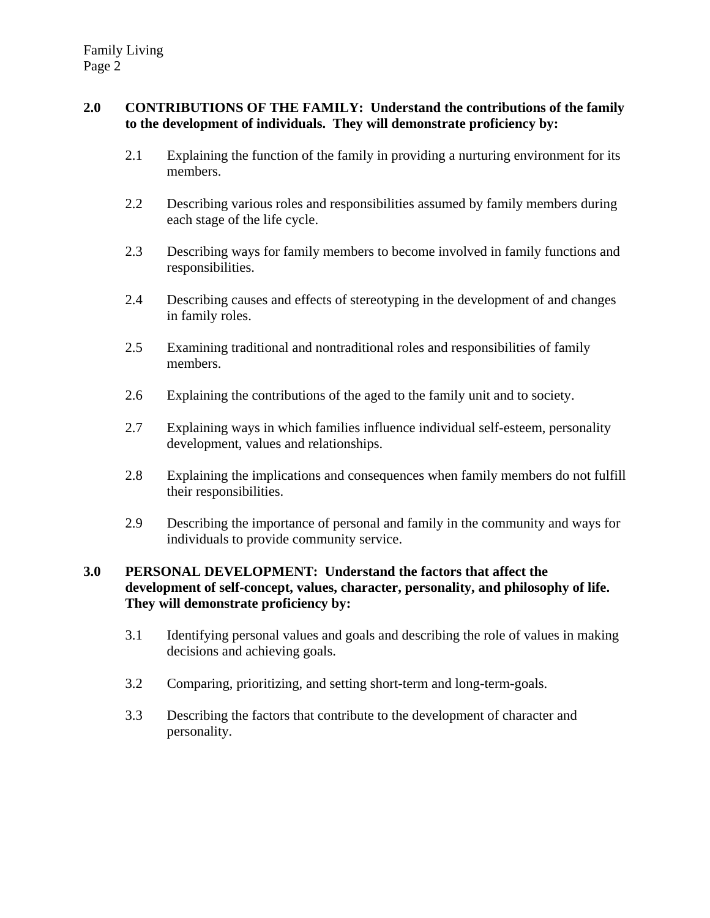**2.0 CONTRIBUTIONS OF THE FAMILY: Understand the contributions of the family to the development of individuals. They will demonstrate proficiency by:**

2.1 Explaining the function of the family in providing a nurturing environment for its members.

2.2 Describing various roles and responsibilities assumed by family members during each stage of the life cycle.

2.3 Describing ways for family members to become involved in family functions and responsibilities.

2.4 Describing causes and effects of stereotyping in the development of and changes in family roles.

2.5 Examining traditional and nontraditional roles and responsibilities of family members.

2.6 Explaining the contributions of the aged to the family unit and to society.

2.7 Explaining ways in which families influence individual self-esteem, personality development, values and relationships.

2.8 Explaining the implications and consequences when family members do not fulfill their responsibilities.

2.9 Describing the importance of personal and family in the community and ways for individuals to provide community service.

**3.0 PERSONAL DEVELOPMENT: Understand the factors that affect the development of self-concept, values, character, personality, and philosophy of life. They will demonstrate proficiency by:**

3.1 Identifying personal values and goals and describing the role of values in making decisions and achieving goals.

3.2 Comparing, prioritizing, and setting short-term and long-term-goals.

3.3 Describing the factors that contribute to the development of character and personality.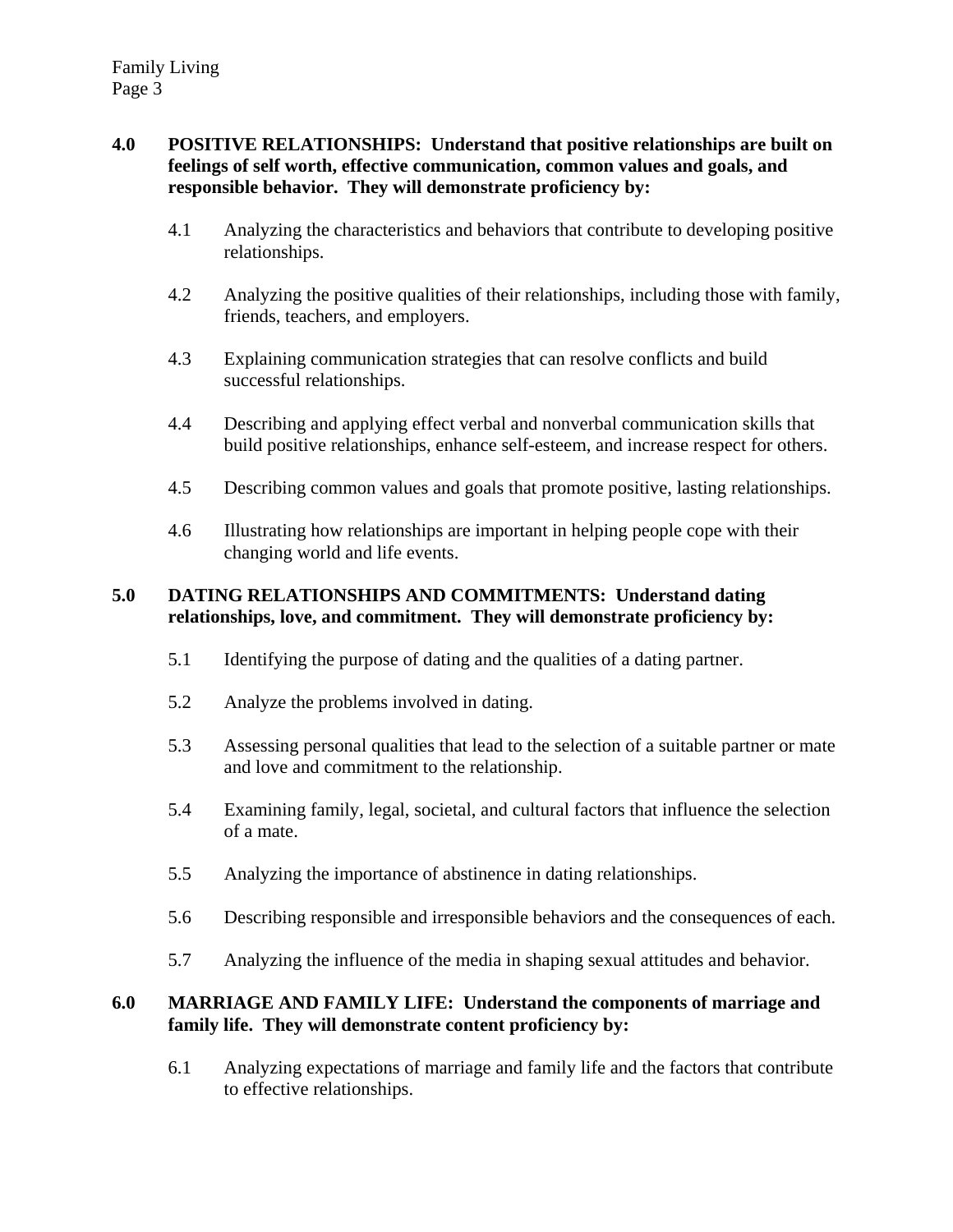**4.0 POSITIVE RELATIONSHIPS: Understand that positive relationships are built on feelings of self worth, effective communication, common values and goals, and responsible behavior. They will demonstrate proficiency by:**

- 4.1 Analyzing the characteristics and behaviors that contribute to developing positive relationships.
- 4.2 Analyzing the positive qualities of their relationships, including those with family, friends, teachers, and employers.
- 4.3 Explaining communication strategies that can resolve conflicts and build successful relationships.
- 4.4 Describing and applying effect verbal and nonverbal communication skills that build positive relationships, enhance self-esteem, and increase respect for others.
- 4.5 Describing common values and goals that promote positive, lasting relationships.
- 4.6 Illustrating how relationships are important in helping people cope with their changing world and life events.

**5.0 DATING RELATIONSHIPS AND COMMITMENTS: Understand dating relationships, love, and commitment. They will demonstrate proficiency by:**

- 5.1 Identifying the purpose of dating and the qualities of a dating partner.
- 5.2 Analyze the problems involved in dating.
- 5.3 Assessing personal qualities that lead to the selection of a suitable partner or mate and love and commitment to the relationship.
- 5.4 Examining family, legal, societal, and cultural factors that influence the selection of a mate.
- 5.5 Analyzing the importance of abstinence in dating relationships.
- 5.6 Describing responsible and irresponsible behaviors and the consequences of each.
- 5.7 Analyzing the influence of the media in shaping sexual attitudes and behavior.

**6.0 MARRIAGE AND FAMILY LIFE: Understand the components of marriage and family life. They will demonstrate content proficiency by:**

- 6.1 Analyzing expectations of marriage and family life and the factors that contribute to effective relationships.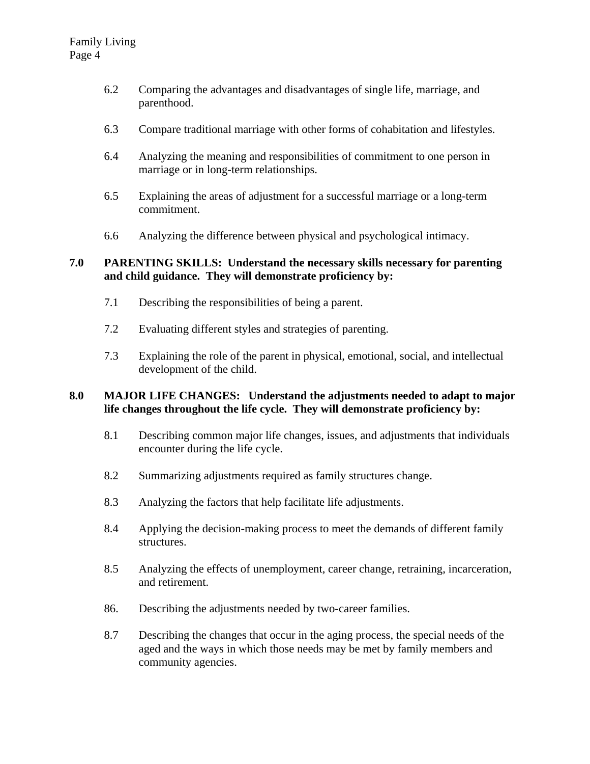6.2 Comparing the advantages and disadvantages of single life, marriage, and parenthood.

6.3 Compare traditional marriage with other forms of cohabitation and lifestyles.

6.4 Analyzing the meaning and responsibilities of commitment to one person in marriage or in long-term relationships.

6.5 Explaining the areas of adjustment for a successful marriage or a long-term commitment.

6.6 Analyzing the difference between physical and psychological intimacy.

**7.0 PARENTING SKILLS: Understand the necessary skills necessary for parenting and child guidance. They will demonstrate proficiency by:**

7.1 Describing the responsibilities of being a parent.

7.2 Evaluating different styles and strategies of parenting.

7.3 Explaining the role of the parent in physical, emotional, social, and intellectual development of the child.

**8.0 MAJOR LIFE CHANGES: Understand the adjustments needed to adapt to major life changes throughout the life cycle. They will demonstrate proficiency by:**

8.1 Describing common major life changes, issues, and adjustments that individuals encounter during the life cycle.

8.2 Summarizing adjustments required as family structures change.

8.3 Analyzing the factors that help facilitate life adjustments.

8.4 Applying the decision-making process to meet the demands of different family structures.

8.5 Analyzing the effects of unemployment, career change, retraining, incarceration, and retirement.

86. Describing the adjustments needed by two-career families.

8.7 Describing the changes that occur in the aging process, the special needs of the aged and the ways in which those needs may be met by family members and community agencies.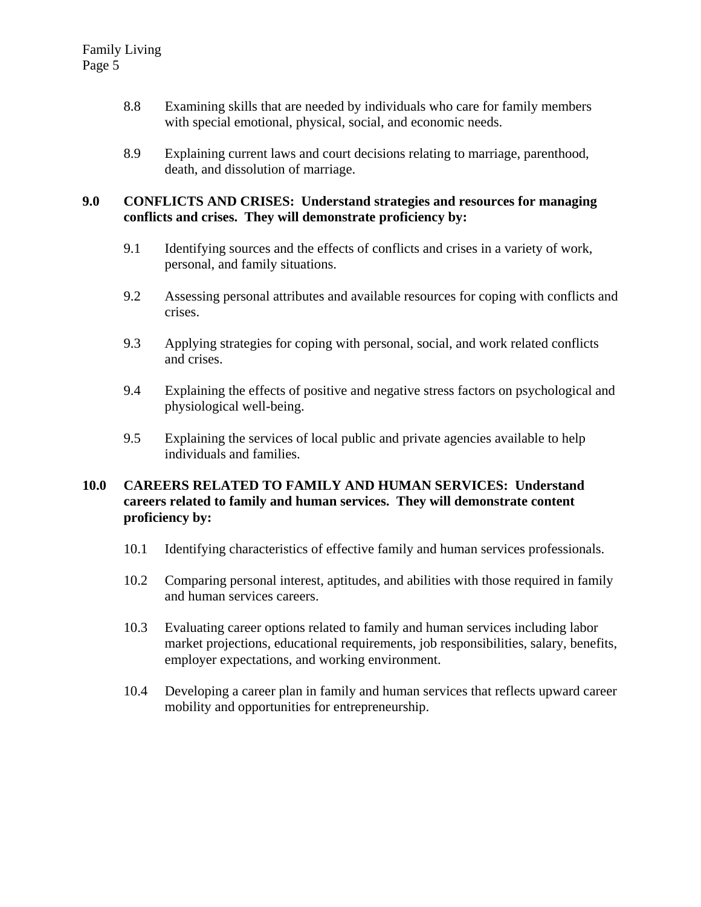8.8 Examining skills that are needed by individuals who care for family members with special emotional, physical, social, and economic needs.

8.9 Explaining current laws and court decisions relating to marriage, parenthood, death, and dissolution of marriage.

**9.0 CONFLICTS AND CRISES: Understand strategies and resources for managing conflicts and crises. They will demonstrate proficiency by:**

9.1 Identifying sources and the effects of conflicts and crises in a variety of work, personal, and family situations.

9.2 Assessing personal attributes and available resources for coping with conflicts and crises.

9.3 Applying strategies for coping with personal, social, and work related conflicts and crises.

9.4 Explaining the effects of positive and negative stress factors on psychological and physiological well-being.

9.5 Explaining the services of local public and private agencies available to help individuals and families.

**10.0 CAREERS RELATED TO FAMILY AND HUMAN SERVICES: Understand careers related to family and human services. They will demonstrate content proficiency by:**

10.1 Identifying characteristics of effective family and human services professionals.

10.2 Comparing personal interest, aptitudes, and abilities with those required in family and human services careers.

10.3 Evaluating career options related to family and human services including labor market projections, educational requirements, job responsibilities, salary, benefits, employer expectations, and working environment.

10.4 Developing a career plan in family and human services that reflects upward career mobility and opportunities for entrepreneurship.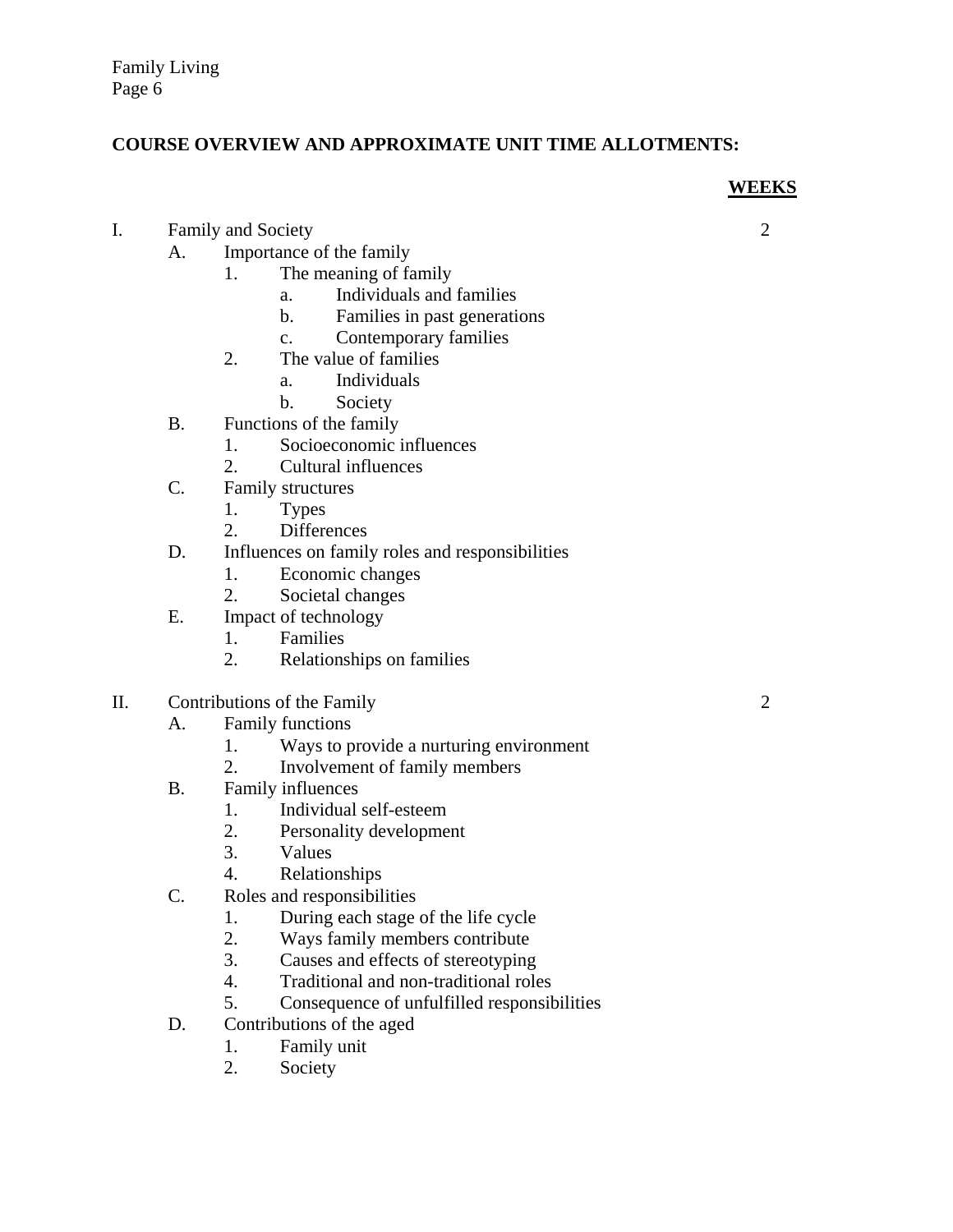## COURSE OVERVIEW AND APPROXIMATE UNIT TIME ALLOTMENTS:

**WEEKS**

I. Family and Society — 2

- A. Importance of the family
  - 1. The meaning of family
    - a. Individuals and families
    - b. Families in past generations
    - c. Contemporary families
  - 2. The value of families
    - a. Individuals
    - b. Society
- B. Functions of the family
  - 1. Socioeconomic influences
  - 2. Cultural influences
- C. Family structures
  - 1. Types
  - 2. Differences
- D. Influences on family roles and responsibilities
  - 1. Economic changes
  - 2. Societal changes
- E. Impact of technology
  - 1. Families
  - 2. Relationships on families

II. Contributions of the Family — 2

- A. Family functions
  - 1. Ways to provide a nurturing environment
  - 2. Involvement of family members
- B. Family influences
  - 1. Individual self-esteem
  - 2. Personality development
  - 3. Values
  - 4. Relationships
- C. Roles and responsibilities
  - 1. During each stage of the life cycle
  - 2. Ways family members contribute
  - 3. Causes and effects of stereotyping
  - 4. Traditional and non-traditional roles
  - 5. Consequence of unfulfilled responsibilities
- D. Contributions of the aged
  - 1. Family unit
  - 2. Society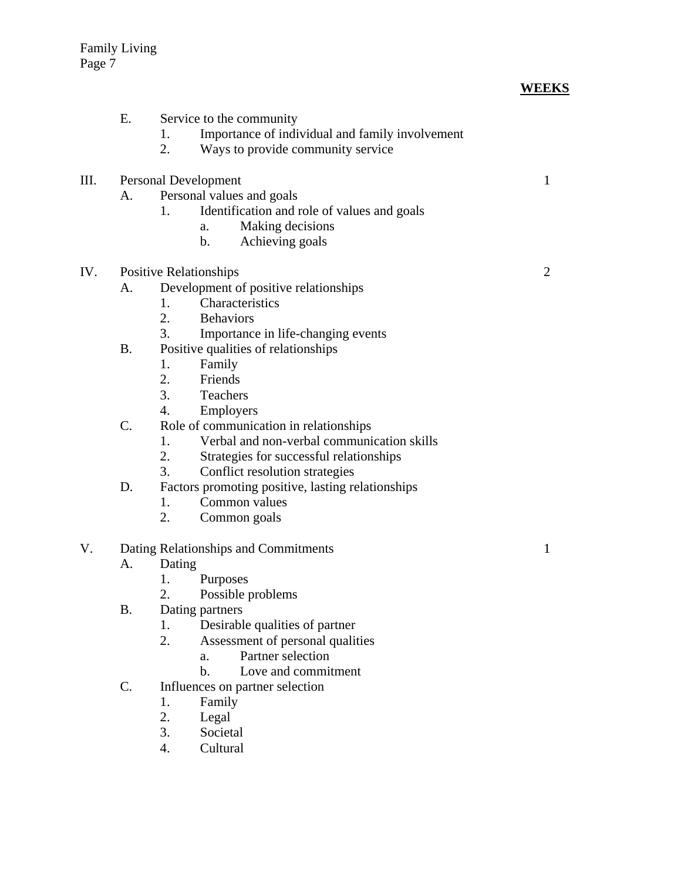**WEEKS**

E. Service to the community
   1. Importance of individual and family involvement
   2. Ways to provide community service

III. Personal Development — 1

   A. Personal values and goals
      1. Identification and role of values and goals
         a. Making decisions
         b. Achieving goals

IV. Positive Relationships — 2

   A. Development of positive relationships
      1. Characteristics
      2. Behaviors
      3. Importance in life-changing events
   B. Positive qualities of relationships
      1. Family
      2. Friends
      3. Teachers
      4. Employers
   C. Role of communication in relationships
      1. Verbal and non-verbal communication skills
      2. Strategies for successful relationships
      3. Conflict resolution strategies
   D. Factors promoting positive, lasting relationships
      1. Common values
      2. Common goals

V. Dating Relationships and Commitments — 1

   A. Dating
      1. Purposes
      2. Possible problems
   B. Dating partners
      1. Desirable qualities of partner
      2. Assessment of personal qualities
         a. Partner selection
         b. Love and commitment
   C. Influences on partner selection
      1. Family
      2. Legal
      3. Societal
      4. Cultural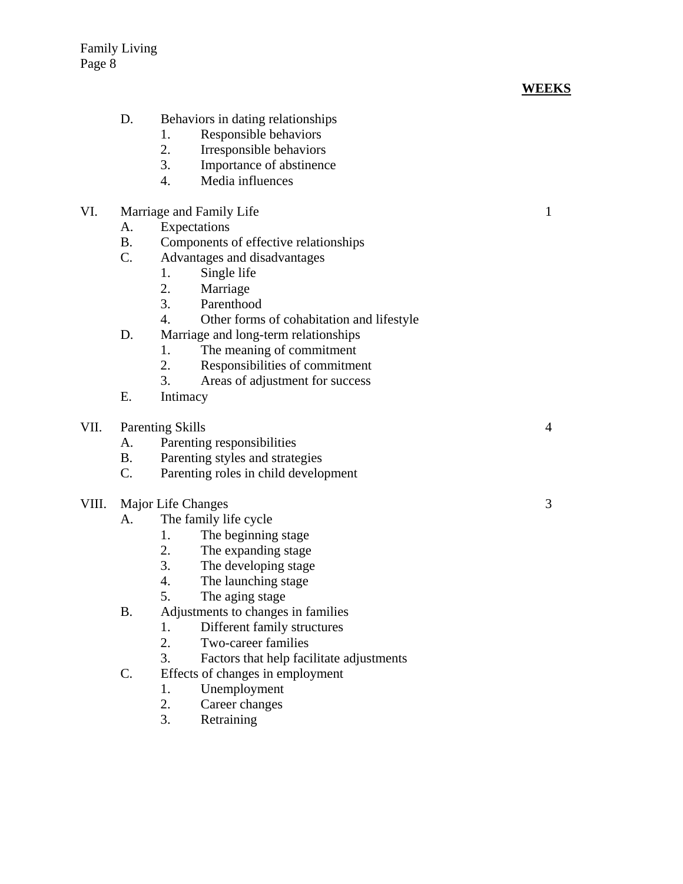**WEEKS**

D. Behaviors in dating relationships
   1. Responsible behaviors
   2. Irresponsible behaviors
   3. Importance of abstinence
   4. Media influences

VI. Marriage and Family Life — 1

A. Expectations

B. Components of effective relationships

C. Advantages and disadvantages
   1. Single life
   2. Marriage
   3. Parenthood
   4. Other forms of cohabitation and lifestyle

D. Marriage and long-term relationships
   1. The meaning of commitment
   2. Responsibilities of commitment
   3. Areas of adjustment for success

E. Intimacy

VII. Parenting Skills — 4

A. Parenting responsibilities

B. Parenting styles and strategies

C. Parenting roles in child development

VIII. Major Life Changes — 3

A. The family life cycle
   1. The beginning stage
   2. The expanding stage
   3. The developing stage
   4. The launching stage
   5. The aging stage

B. Adjustments to changes in families
   1. Different family structures
   2. Two-career families
   3. Factors that help facilitate adjustments

C. Effects of changes in employment
   1. Unemployment
   2. Career changes
   3. Retraining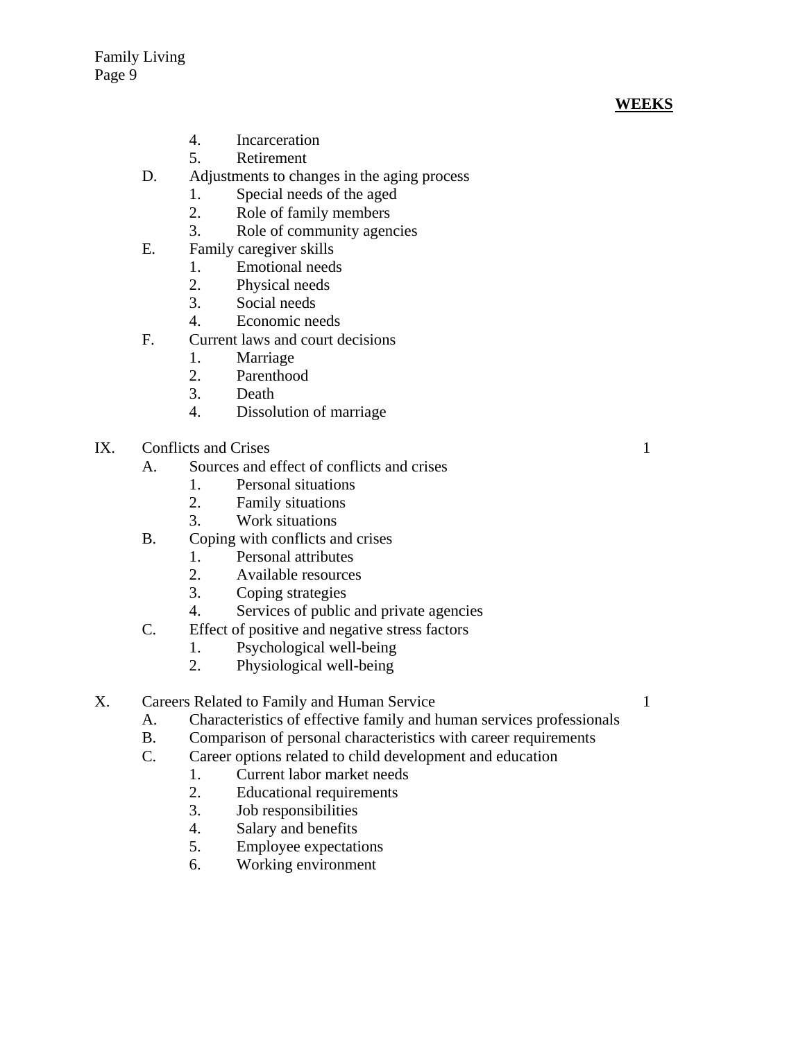**WEEKS**

4. Incarceration
5. Retirement

D. Adjustments to changes in the aging process
   1. Special needs of the aged
   2. Role of family members
   3. Role of community agencies

E. Family caregiver skills
   1. Emotional needs
   2. Physical needs
   3. Social needs
   4. Economic needs

F. Current laws and court decisions
   1. Marriage
   2. Parenthood
   3. Death
   4. Dissolution of marriage

IX. Conflicts and Crises — 1

A. Sources and effect of conflicts and crises
   1. Personal situations
   2. Family situations
   3. Work situations

B. Coping with conflicts and crises
   1. Personal attributes
   2. Available resources
   3. Coping strategies
   4. Services of public and private agencies

C. Effect of positive and negative stress factors
   1. Psychological well-being
   2. Physiological well-being

X. Careers Related to Family and Human Service — 1

A. Characteristics of effective family and human services professionals

B. Comparison of personal characteristics with career requirements

C. Career options related to child development and education
   1. Current labor market needs
   2. Educational requirements
   3. Job responsibilities
   4. Salary and benefits
   5. Employee expectations
   6. Working environment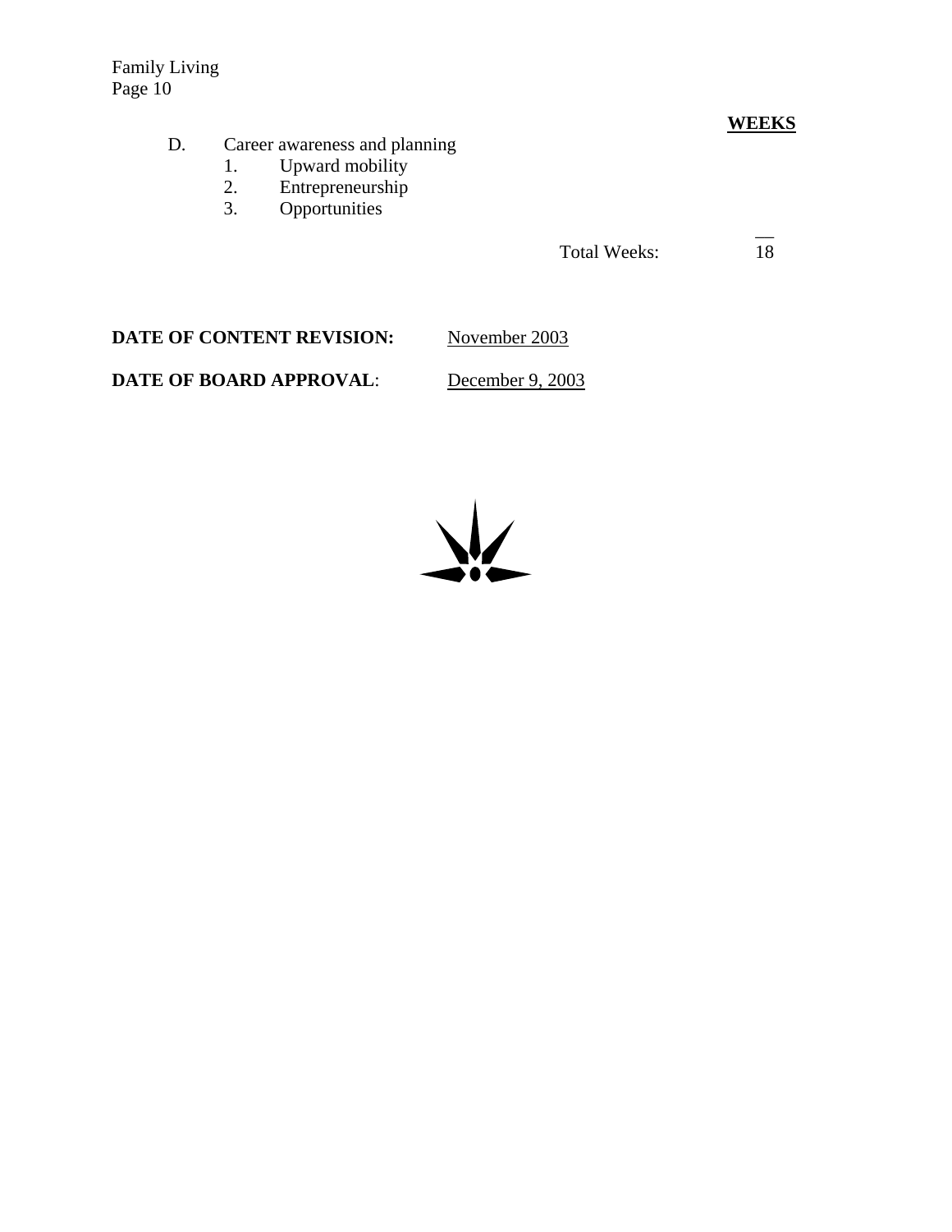**WEEKS**

D. Career awareness and planning
   1. Upward mobility
   2. Entrepreneurship
   3. Opportunities

Total Weeks: 18

**DATE OF CONTENT REVISION:** November 2003

**DATE OF BOARD APPROVAL**: December 9, 2003